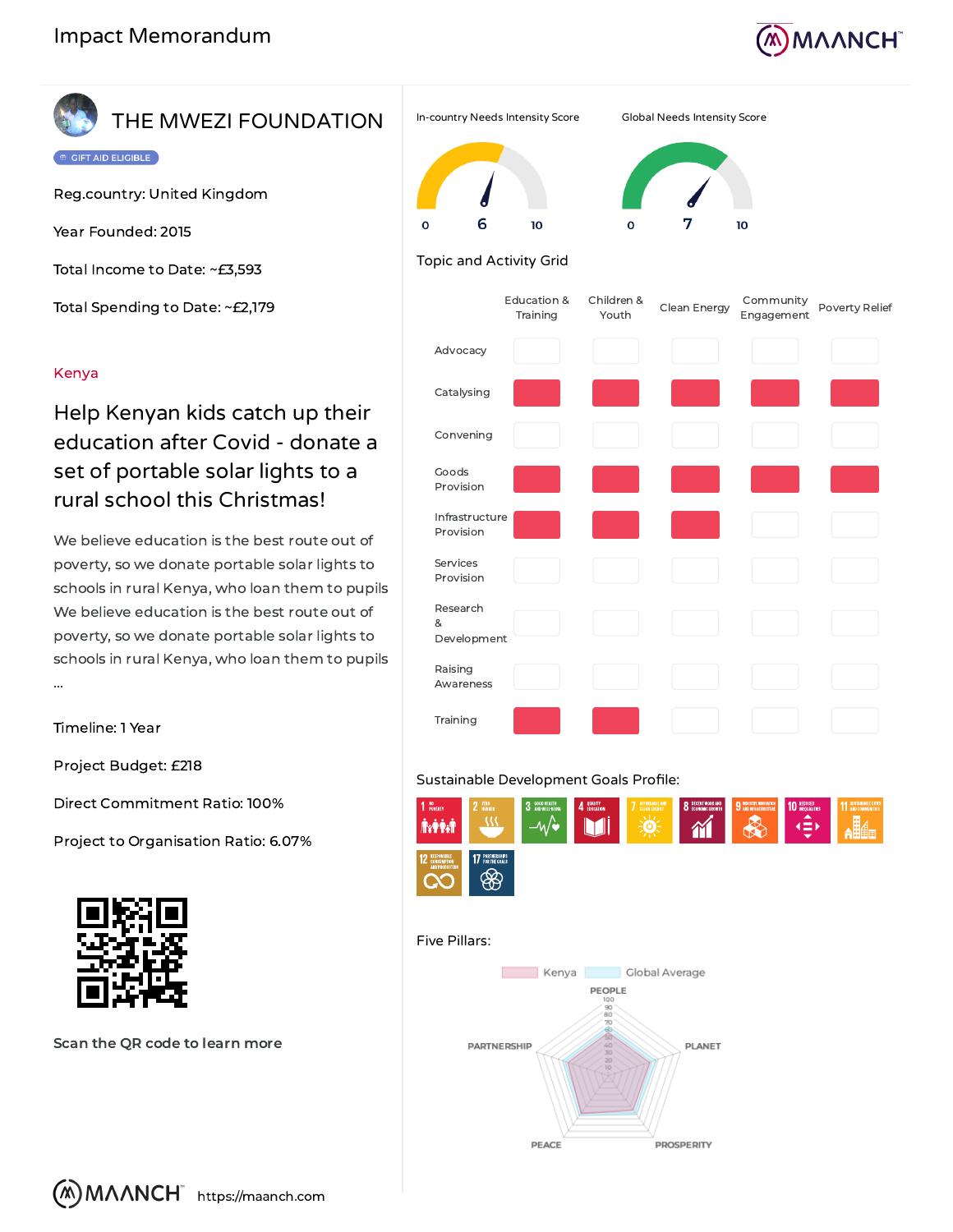# Impact Memorandum

## THE MWEZI FOUNDATION

GIFT AID ELIGIBLE

Reg.country: United Kingdom

Year Founded: 2015

Total Income to Date: ~£3,593

Total Spending to Date: ~£2,179

Kenya

### Help Kenyan kids catch up their education after Covid - donate a set of portable solar lights to a rural school this Christmas!

We believe education is the best route out of poverty, so we donate portable solar lights to schools in rural Kenya, who loan them to pupils We believe education is the best route out of poverty, so we donate portable solar lights to schools in rural Kenya, who loan them to pupils ...

Timeline: 1 Year

Project Budget: £218

Direct Commitment Ratio: 100%

Project to Organisation Ratio: 6.07%

Scan the QR code to learn more

In-country Needs Intensity Score: 6 (scale 0–10)

Global Needs Intensity Score: 7 (scale 0–10)

### Topic and Activity Grid

| | Education & Training | Children & Youth | Clean Energy | Community Engagement | Poverty Relief |
|---|---|---|---|---|---|
| Advocacy | | | | | |
| Catalysing | ■ | ■ | ■ | ■ | ■ |
| Convening | | | | | |
| Goods Provision | ■ | ■ | ■ | ■ | ■ |
| Infrastructure Provision | ■ | ■ | ■ | | |
| Services Provision | | | | | |
| Research & Development | | | | | |
| Raising Awareness | | | | | |
| Training | ■ | ■ | | | |

### Sustainable Development Goals Profile:

1 No Poverty, 2 Zero Hunger, 3 Good Health and Well-being, 4 Quality Education, 7 Affordable and Clean Energy, 8 Decent Work and Economic Growth, 9 Industry, Innovation and Infrastructure, 10 Reduced Inequalities, 11 Sustainable Cities and Communities, 12 Responsible Consumption and Production, 17 Partnerships for the Goals

### Five Pillars:

Kenya / Global Average

PEOPLE, PLANET, PROSPERITY, PEACE, PARTNERSHIP

https://maanch.com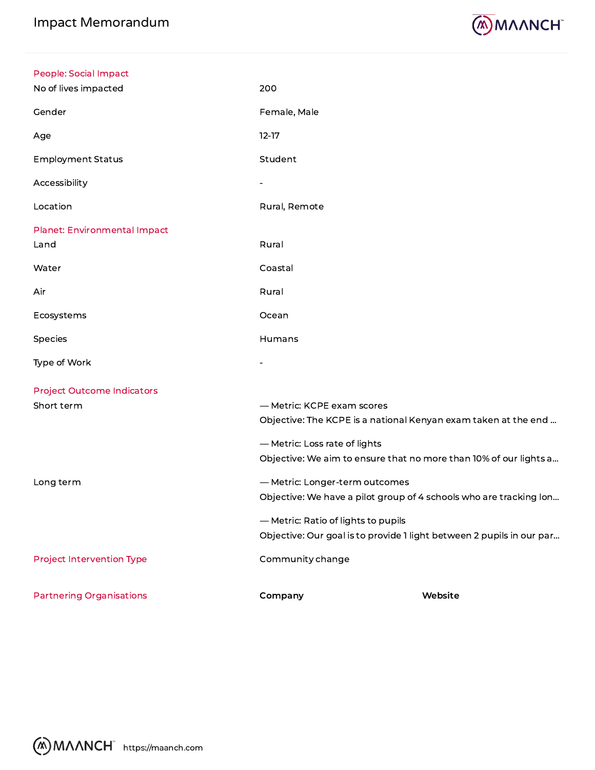## Impact Memorandum

### People: Social Impact

| | |
|---|---|
| No of lives impacted | 200 |
| Gender | Female, Male |
| Age | 12-17 |
| Employment Status | Student |
| Accessibility | - |
| Location | Rural, Remote |

### Planet: Environmental Impact

| | |
|---|---|
| Land | Rural |
| Water | Coastal |
| Air | Rural |
| Ecosystems | Ocean |
| Species | Humans |
| Type of Work | - |

### Project Outcome Indicators

**Short term**

— Metric: KCPE exam scores
Objective: The KCPE is a national Kenyan exam taken at the end ...

— Metric: Loss rate of lights
Objective: We aim to ensure that no more than 10% of our lights a...

**Long term**

— Metric: Longer-term outcomes
Objective: We have a pilot group of 4 schools who are tracking lon...

— Metric: Ratio of lights to pupils
Objective: Our goal is to provide 1 light between 2 pupils in our par...

### Project Intervention Type

Community change

### Partnering Organisations

| Company | Website |
|---|---|